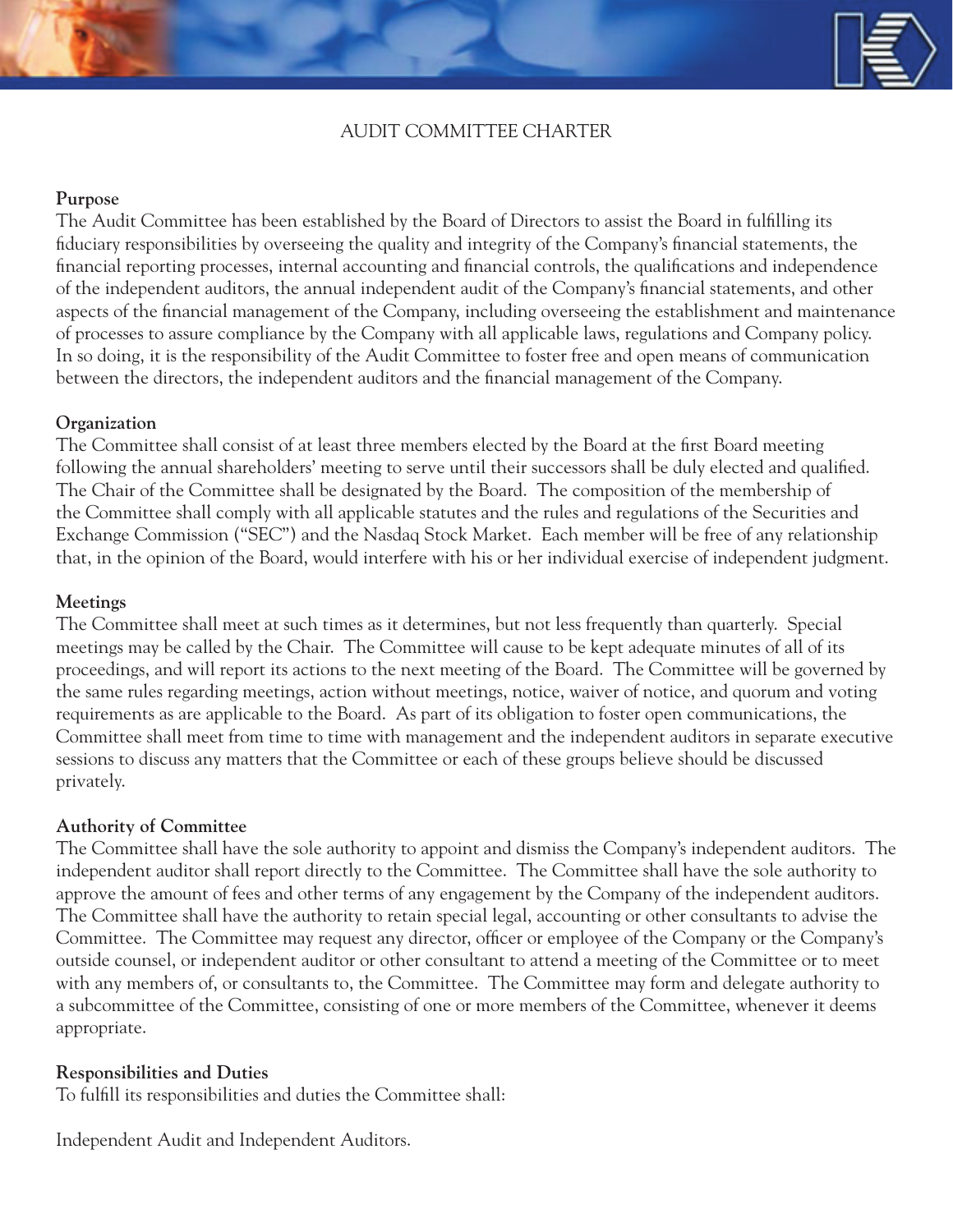# AUDIT COMMITTEE CHARTER

## Purpose

The Audit Committee has been established by the Board of Directors to assist the Board in fulfilling its fiduciary responsibilities by overseeing the quality and integrity of the Company's financial statements, the financial reporting processes, internal accounting and financial controls, the qualifications and independence of the independent auditors, the annual independent audit of the Company's financial statements, and other aspects of the financial management of the Company, including overseeing the establishment and maintenance of processes to assure compliance by the Company with all applicable laws, regulations and Company policy. In so doing, it is the responsibility of the Audit Committee to foster free and open means of communication between the directors, the independent auditors and the financial management of the Company.

## Organization

The Committee shall consist of at least three members elected by the Board at the first Board meeting following the annual shareholders' meeting to serve until their successors shall be duly elected and qualified. The Chair of the Committee shall be designated by the Board. The composition of the membership of the Committee shall comply with all applicable statutes and the rules and regulations of the Securities and Exchange Commission ("SEC") and the Nasdaq Stock Market. Each member will be free of any relationship that, in the opinion of the Board, would interfere with his or her individual exercise of independent judgment.

## Meetings

The Committee shall meet at such times as it determines, but not less frequently than quarterly. Special meetings may be called by the Chair. The Committee will cause to be kept adequate minutes of all of its proceedings, and will report its actions to the next meeting of the Board. The Committee will be governed by the same rules regarding meetings, action without meetings, notice, waiver of notice, and quorum and voting requirements as are applicable to the Board. As part of its obligation to foster open communications, the Committee shall meet from time to time with management and the independent auditors in separate executive sessions to discuss any matters that the Committee or each of these groups believe should be discussed privately.

## Authority of Committee

The Committee shall have the sole authority to appoint and dismiss the Company's independent auditors. The independent auditor shall report directly to the Committee. The Committee shall have the sole authority to approve the amount of fees and other terms of any engagement by the Company of the independent auditors. The Committee shall have the authority to retain special legal, accounting or other consultants to advise the Committee. The Committee may request any director, officer or employee of the Company or the Company's outside counsel, or independent auditor or other consultant to attend a meeting of the Committee or to meet with any members of, or consultants to, the Committee. The Committee may form and delegate authority to a subcommittee of the Committee, consisting of one or more members of the Committee, whenever it deems appropriate.

## Responsibilities and Duties

To fulfill its responsibilities and duties the Committee shall:

Independent Audit and Independent Auditors.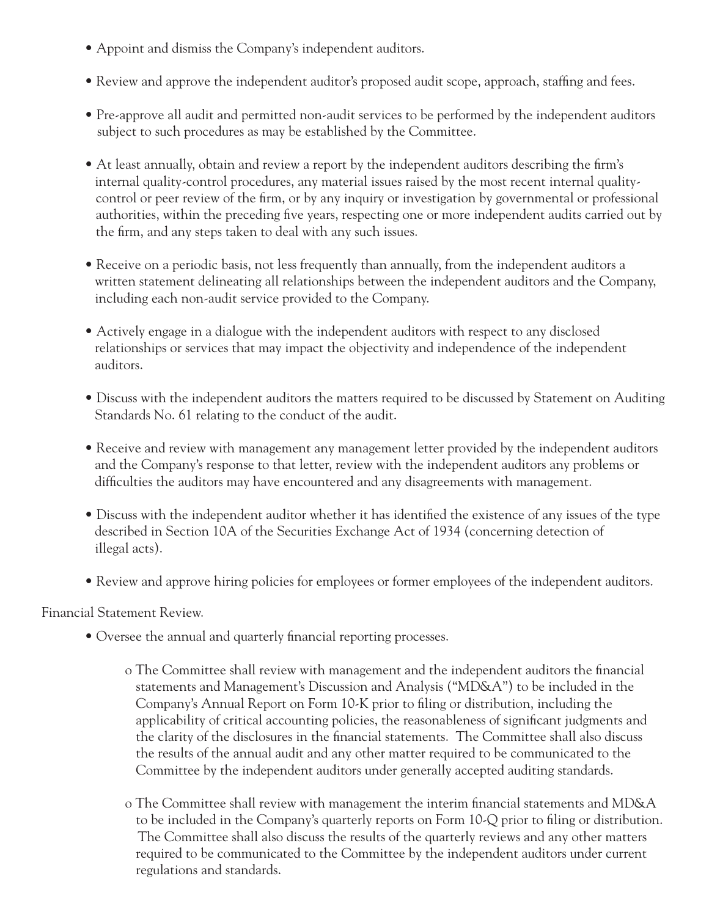- Appoint and dismiss the Company's independent auditors.
- Review and approve the independent auditor's proposed audit scope, approach, staffing and fees.
- Pre-approve all audit and permitted non-audit services to be performed by the independent auditors subject to such procedures as may be established by the Committee.
- At least annually, obtain and review a report by the independent auditors describing the firm's internal quality-control procedures, any material issues raised by the most recent internal quality-control or peer review of the firm, or by any inquiry or investigation by governmental or professional authorities, within the preceding five years, respecting one or more independent audits carried out by the firm, and any steps taken to deal with any such issues.
- Receive on a periodic basis, not less frequently than annually, from the independent auditors a written statement delineating all relationships between the independent auditors and the Company, including each non-audit service provided to the Company.
- Actively engage in a dialogue with the independent auditors with respect to any disclosed relationships or services that may impact the objectivity and independence of the independent auditors.
- Discuss with the independent auditors the matters required to be discussed by Statement on Auditing Standards No. 61 relating to the conduct of the audit.
- Receive and review with management any management letter provided by the independent auditors and the Company's response to that letter, review with the independent auditors any problems or difficulties the auditors may have encountered and any disagreements with management.
- Discuss with the independent auditor whether it has identified the existence of any issues of the type described in Section 10A of the Securities Exchange Act of 1934 (concerning detection of illegal acts).
- Review and approve hiring policies for employees or former employees of the independent auditors.

Financial Statement Review.

- Oversee the annual and quarterly financial reporting processes.
    - The Committee shall review with management and the independent auditors the financial statements and Management's Discussion and Analysis ("MD&A") to be included in the Company's Annual Report on Form 10-K prior to filing or distribution, including the applicability of critical accounting policies, the reasonableness of significant judgments and the clarity of the disclosures in the financial statements. The Committee shall also discuss the results of the annual audit and any other matter required to be communicated to the Committee by the independent auditors under generally accepted auditing standards.
    - The Committee shall review with management the interim financial statements and MD&A to be included in the Company's quarterly reports on Form 10-Q prior to filing or distribution. The Committee shall also discuss the results of the quarterly reviews and any other matters required to be communicated to the Committee by the independent auditors under current regulations and standards.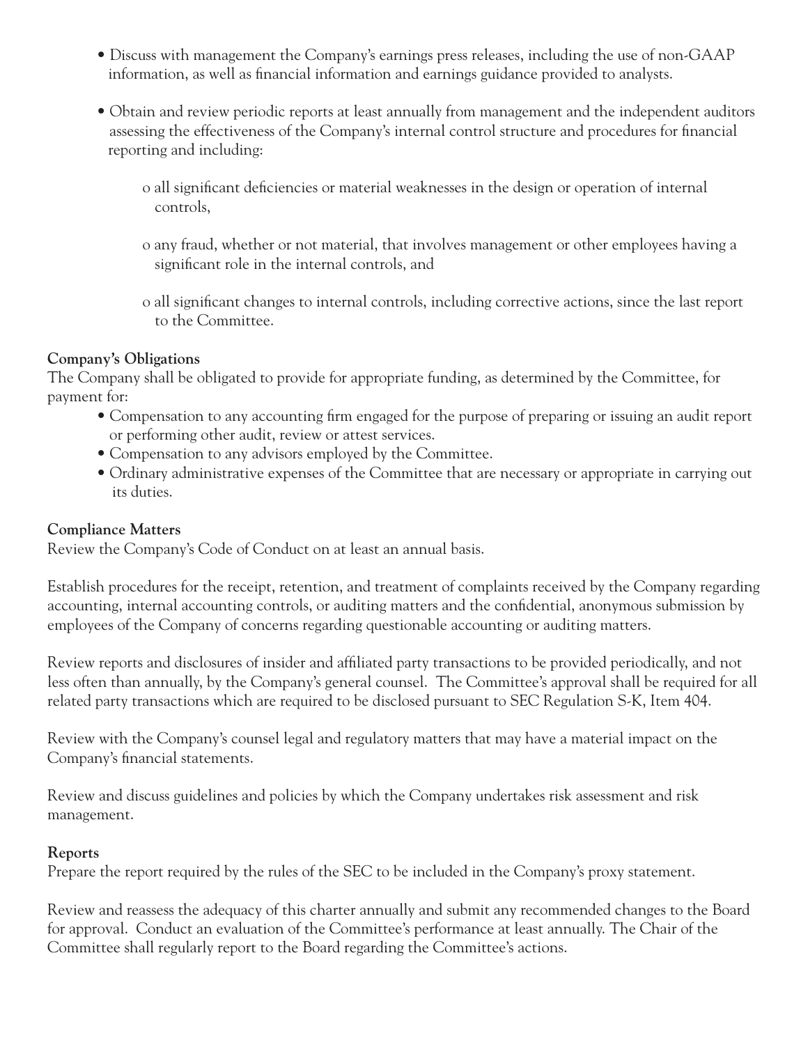- Discuss with management the Company's earnings press releases, including the use of non-GAAP information, as well as financial information and earnings guidance provided to analysts.

- Obtain and review periodic reports at least annually from management and the independent auditors assessing the effectiveness of the Company's internal control structure and procedures for financial reporting and including:

  - all significant deficiencies or material weaknesses in the design or operation of internal controls,

  - any fraud, whether or not material, that involves management or other employees having a significant role in the internal controls, and

  - all significant changes to internal controls, including corrective actions, since the last report to the Committee.

**Company's Obligations**

The Company shall be obligated to provide for appropriate funding, as determined by the Committee, for payment for:

- Compensation to any accounting firm engaged for the purpose of preparing or issuing an audit report or performing other audit, review or attest services.
- Compensation to any advisors employed by the Committee.
- Ordinary administrative expenses of the Committee that are necessary or appropriate in carrying out its duties.

**Compliance Matters**

Review the Company's Code of Conduct on at least an annual basis.

Establish procedures for the receipt, retention, and treatment of complaints received by the Company regarding accounting, internal accounting controls, or auditing matters and the confidential, anonymous submission by employees of the Company of concerns regarding questionable accounting or auditing matters.

Review reports and disclosures of insider and affiliated party transactions to be provided periodically, and not less often than annually, by the Company's general counsel. The Committee's approval shall be required for all related party transactions which are required to be disclosed pursuant to SEC Regulation S-K, Item 404.

Review with the Company's counsel legal and regulatory matters that may have a material impact on the Company's financial statements.

Review and discuss guidelines and policies by which the Company undertakes risk assessment and risk management.

**Reports**

Prepare the report required by the rules of the SEC to be included in the Company's proxy statement.

Review and reassess the adequacy of this charter annually and submit any recommended changes to the Board for approval. Conduct an evaluation of the Committee's performance at least annually. The Chair of the Committee shall regularly report to the Board regarding the Committee's actions.